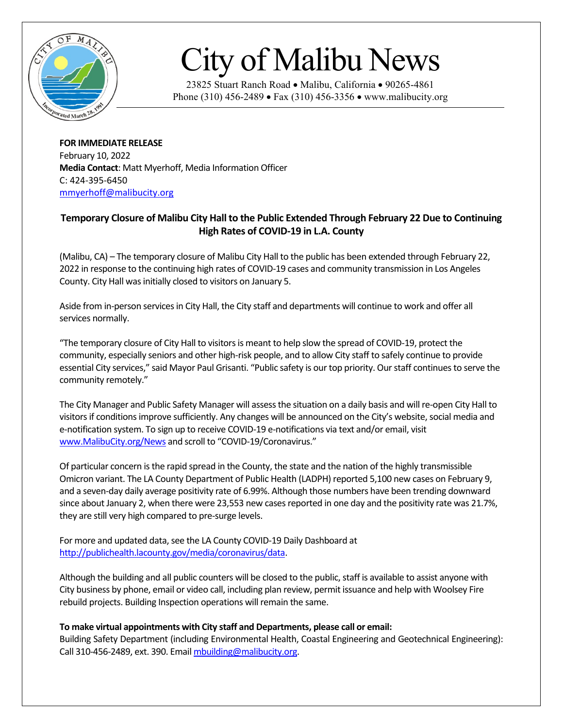# City of Malibu News

23825 Stuart Ranch Road • Malibu, California • 90265-4861
Phone (310) 456-2489 • Fax (310) 456-3356 • www.malibucity.org

**FOR IMMEDIATE RELEASE**
February 10, 2022
**Media Contact**: Matt Myerhoff, Media Information Officer
C: 424-395-6450
mmyerhoff@malibucity.org

## Temporary Closure of Malibu City Hall to the Public Extended Through February 22 Due to Continuing High Rates of COVID-19 in L.A. County

(Malibu, CA) – The temporary closure of Malibu City Hall to the public has been extended through February 22, 2022 in response to the continuing high rates of COVID-19 cases and community transmission in Los Angeles County. City Hall was initially closed to visitors on January 5.

Aside from in-person services in City Hall, the City staff and departments will continue to work and offer all services normally.

"The temporary closure of City Hall to visitors is meant to help slow the spread of COVID-19, protect the community, especially seniors and other high-risk people, and to allow City staff to safely continue to provide essential City services," said Mayor Paul Grisanti. "Public safety is our top priority. Our staff continues to serve the community remotely."

The City Manager and Public Safety Manager will assess the situation on a daily basis and will re-open City Hall to visitors if conditions improve sufficiently. Any changes will be announced on the City's website, social media and e-notification system. To sign up to receive COVID-19 e-notifications via text and/or email, visit www.MalibuCity.org/News and scroll to "COVID-19/Coronavirus."

Of particular concern is the rapid spread in the County, the state and the nation of the highly transmissible Omicron variant. The LA County Department of Public Health (LADPH) reported 5,100 new cases on February 9, and a seven-day daily average positivity rate of 6.99%. Although those numbers have been trending downward since about January 2, when there were 23,553 new cases reported in one day and the positivity rate was 21.7%, they are still very high compared to pre-surge levels.

For more and updated data, see the LA County COVID-19 Daily Dashboard at http://publichealth.lacounty.gov/media/coronavirus/data.

Although the building and all public counters will be closed to the public, staff is available to assist anyone with City business by phone, email or video call, including plan review, permit issuance and help with Woolsey Fire rebuild projects. Building Inspection operations will remain the same.

**To make virtual appointments with City staff and Departments, please call or email:**
Building Safety Department (including Environmental Health, Coastal Engineering and Geotechnical Engineering): Call 310-456-2489, ext. 390. Email mbuilding@malibucity.org.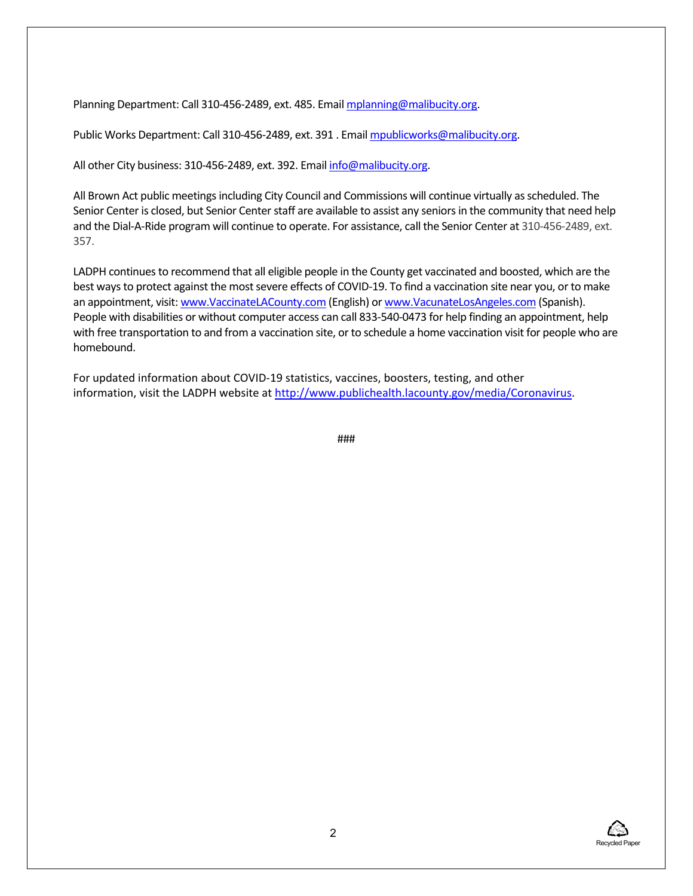Planning Department: Call 310-456-2489, ext. 485. Email mplanning@malibucity.org.

Public Works Department: Call 310-456-2489, ext. 391 . Email mpublicworks@malibucity.org.

All other City business: 310-456-2489, ext. 392. Email info@malibucity.org.

All Brown Act public meetings including City Council and Commissions will continue virtually as scheduled. The Senior Center is closed, but Senior Center staff are available to assist any seniors in the community that need help and the Dial-A-Ride program will continue to operate. For assistance, call the Senior Center at 310-456-2489, ext. 357.

LADPH continues to recommend that all eligible people in the County get vaccinated and boosted, which are the best ways to protect against the most severe effects of COVID-19. To find a vaccination site near you, or to make an appointment, visit: www.VaccinateLACounty.com (English) or www.VacunateLosAngeles.com (Spanish). People with disabilities or without computer access can call 833-540-0473 for help finding an appointment, help with free transportation to and from a vaccination site, or to schedule a home vaccination visit for people who are homebound.

For updated information about COVID-19 statistics, vaccines, boosters, testing, and other information, visit the LADPH website at http://www.publichealth.lacounty.gov/media/Coronavirus.

###

Recycled Paper